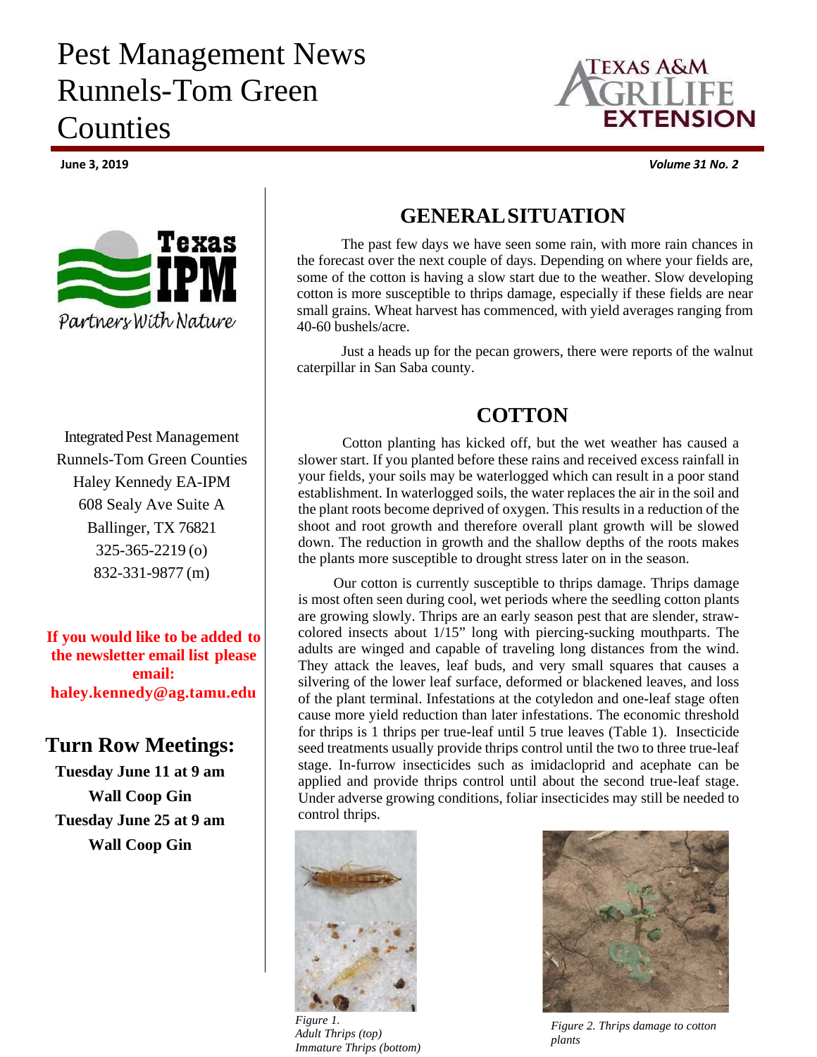# Pest Management News Runnels-Tom Green Counties

**June 3, 2019**

**Volume 31 No. 2**

Integrated Pest Management
Runnels-Tom Green Counties
Haley Kennedy EA-IPM
608 Sealy Ave Suite A
Ballinger, TX 76821
325-365-2219 (o)
832-331-9877 (m)

**If you would like to be added to the newsletter email list please email: haley.kennedy@ag.tamu.edu**

## Turn Row Meetings:

**Tuesday June 11 at 9 am**
**Wall Coop Gin**
**Tuesday June 25 at 9 am**
**Wall Coop Gin**

## GENERAL SITUATION

The past few days we have seen some rain, with more rain chances in the forecast over the next couple of days. Depending on where your fields are, some of the cotton is having a slow start due to the weather. Slow developing cotton is more susceptible to thrips damage, especially if these fields are near small grains. Wheat harvest has commenced, with yield averages ranging from 40-60 bushels/acre.

Just a heads up for the pecan growers, there were reports of the walnut caterpillar in San Saba county.

## COTTON

Cotton planting has kicked off, but the wet weather has caused a slower start. If you planted before these rains and received excess rainfall in your fields, your soils may be waterlogged which can result in a poor stand establishment. In waterlogged soils, the water replaces the air in the soil and the plant roots become deprived of oxygen. This results in a reduction of the shoot and root growth and therefore overall plant growth will be slowed down. The reduction in growth and the shallow depths of the roots makes the plants more susceptible to drought stress later on in the season.

Our cotton is currently susceptible to thrips damage. Thrips damage is most often seen during cool, wet periods where the seedling cotton plants are growing slowly. Thrips are an early season pest that are slender, straw-colored insects about 1/15" long with piercing-sucking mouthparts. The adults are winged and capable of traveling long distances from the wind. They attack the leaves, leaf buds, and very small squares that causes a silvering of the lower leaf surface, deformed or blackened leaves, and loss of the plant terminal. Infestations at the cotyledon and one-leaf stage often cause more yield reduction than later infestations. The economic threshold for thrips is 1 thrips per true-leaf until 5 true leaves (Table 1). Insecticide seed treatments usually provide thrips control until the two to three true-leaf stage. In-furrow insecticides such as imidacloprid and acephate can be applied and provide thrips control until about the second true-leaf stage. Under adverse growing conditions, foliar insecticides may still be needed to control thrips.

*Figure 1. Adult Thrips (top) Immature Thrips (bottom)*

*Figure 2. Thrips damage to cotton plants*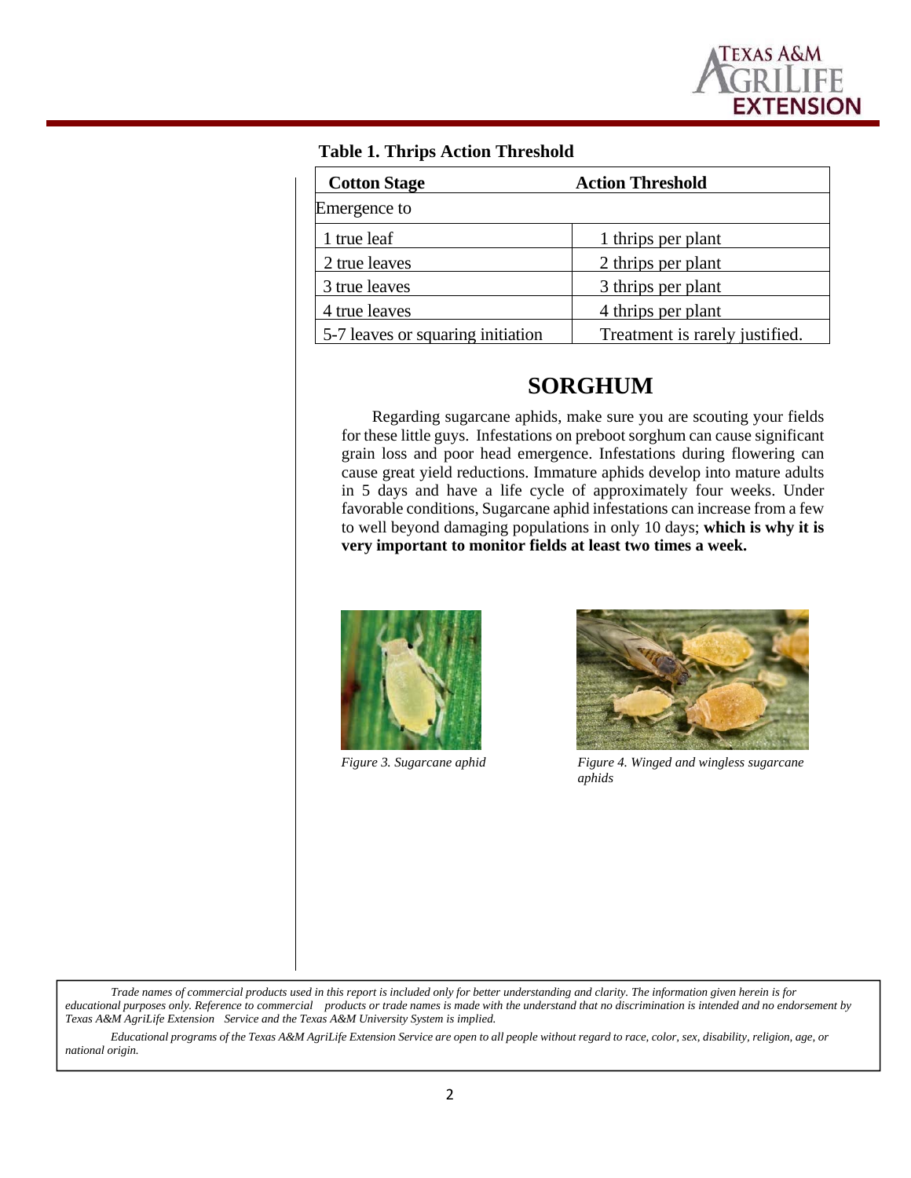**Table 1. Thrips Action Threshold**

| Cotton Stage | Action Threshold |
|---|---|
| Emergence to | |
| 1 true leaf | 1 thrips per plant |
| 2 true leaves | 2 thrips per plant |
| 3 true leaves | 3 thrips per plant |
| 4 true leaves | 4 thrips per plant |
| 5-7 leaves or squaring initiation | Treatment is rarely justified. |

## SORGHUM

Regarding sugarcane aphids, make sure you are scouting your fields for these little guys. Infestations on preboot sorghum can cause significant grain loss and poor head emergence. Infestations during flowering can cause great yield reductions. Immature aphids develop into mature adults in 5 days and have a life cycle of approximately four weeks. Under favorable conditions, Sugarcane aphid infestations can increase from a few to well beyond damaging populations in only 10 days; **which is why it is very important to monitor fields at least two times a week.**

*Figure 3. Sugarcane aphid*

*Figure 4. Winged and wingless sugarcane aphids*

*Trade names of commercial products used in this report is included only for better understanding and clarity. The information given herein is for educational purposes only. Reference to commercial products or trade names is made with the understand that no discrimination is intended and no endorsement by Texas A&M AgriLife Extension Service and the Texas A&M University System is implied.*

*Educational programs of the Texas A&M AgriLife Extension Service are open to all people without regard to race, color, sex, disability, religion, age, or national origin.*